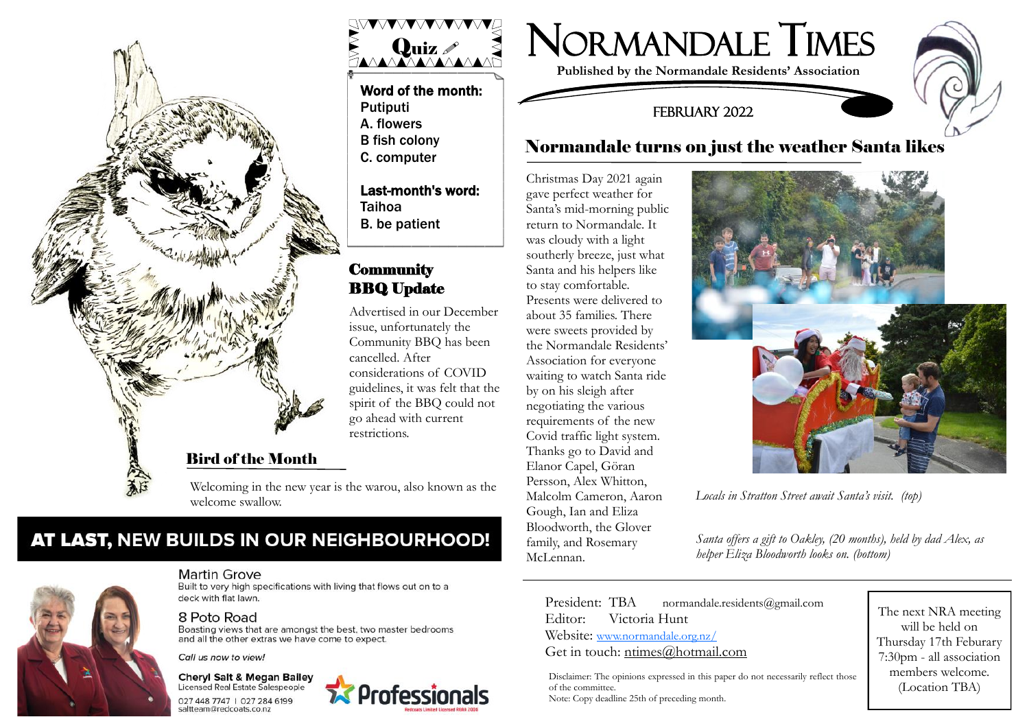# Normandale Times

**Published by the Normandale Residents' Association**

FEBRUARY 2022

## Normandale turns on just the weather Santa likes

Christmas Day 2021 again gave perfect weather for Santa's mid-morning public return to Normandale. It was cloudy with a light southerly breeze, just what Santa and his helpers like to stay comfortable. Presents were delivered to about 35 families. There were sweets provided by the Normandale Residents' Association for everyone waiting to watch Santa ride by on his sleigh after negotiating the various requirements of the new Covid traffic light system. Thanks go to David and Elanor Capel, Göran Persson, Alex Whitton, Malcolm Cameron, Aaron Gough, Ian and Eliza Bloodworth, the Glover family, and Rosemary McLennan.

*Locals in Stratton Street await Santa's visit. (top)*

*Santa offers a gift to Oakley, (20 months), held by dad Alex, as helper Eliza Bloodworth looks on. (bottom)*

## Quiz

**Word of the month:**
**Putiputi**
**A. flowers**
**B fish colony**
**C. computer**

**Last-month's word:**
**Taihoa**
**B. be patient**

## Community BBQ Update

Advertised in our December issue, unfortunately the Community BBQ has been cancelled. After considerations of COVID guidelines, it was felt that the spirit of the BBQ could not go ahead with current restrictions.

## Bird of the Month

Welcoming in the new year is the warou, also known as the welcome swallow.

## AT LAST, NEW BUILDS IN OUR NEIGHBOURHOOD!

Martin Grove
Built to very high specifications with living that flows out on to a deck with flat lawn.

8 Poto Road
Boasting views that are amongst the best, two master bedrooms and all the other extras we have come to expect.

*Call us now to view!*

**Cheryl Salt & Megan Bailey**
Licensed Real Estate Salespeople
027 448 7747 | 027 284 6199
saltteam@redcoats.co.nz

Professionals
Redcats Limited Licensed REAA 2008

---

President: TBA normandale.residents@gmail.com
Editor: Victoria Hunt
Website: www.normandale.org.nz/
Get in touch: ntimes@hotmail.com

Disclaimer: The opinions expressed in this paper do not necessarily reflect those of the committee.
Note: Copy deadline 25th of preceding month.

The next NRA meeting will be held on Thursday 17th Feburary 7:30pm - all association members welcome. (Location TBA)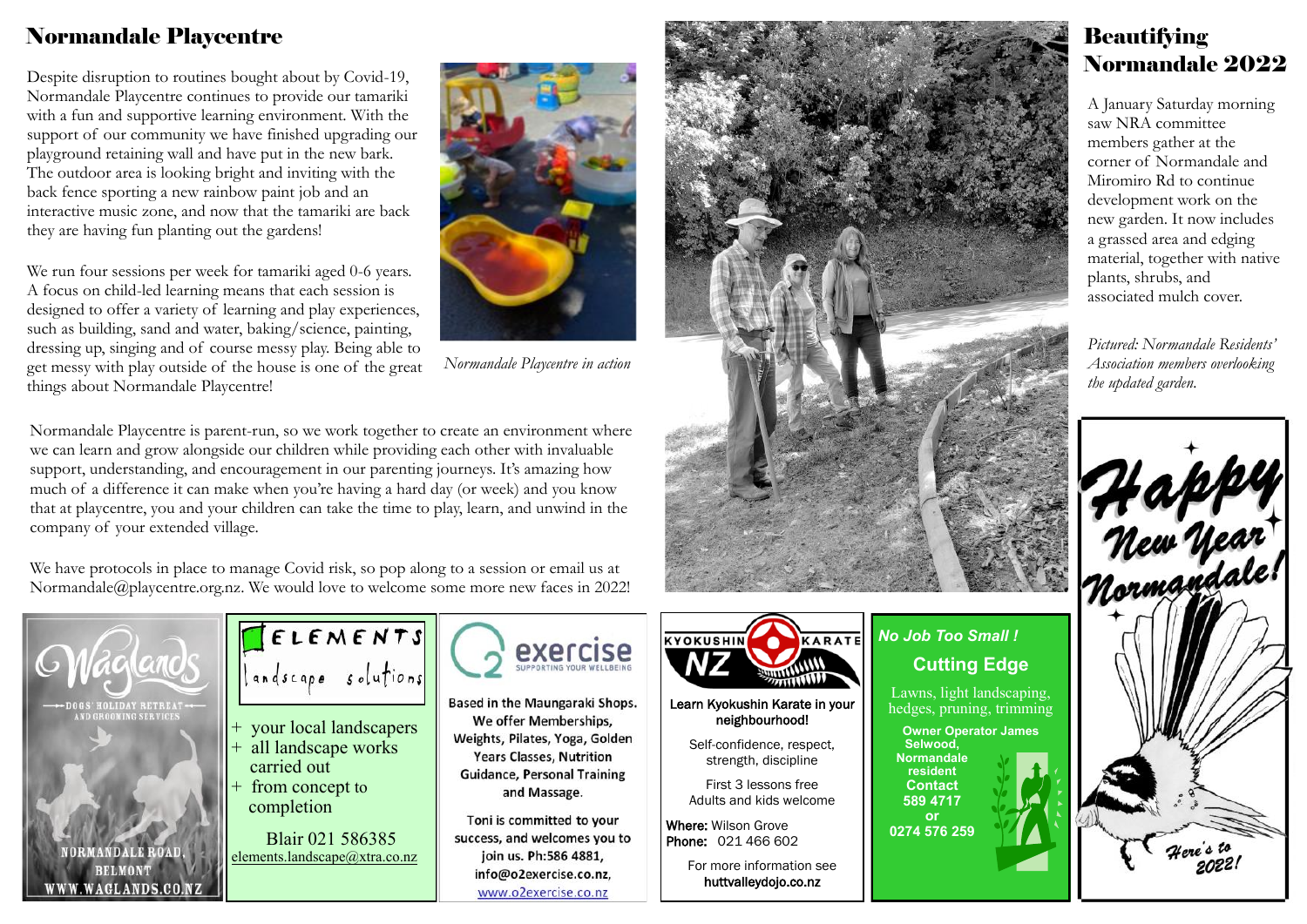## Normandale Playcentre

Despite disruption to routines bought about by Covid-19, Normandale Playcentre continues to provide our tamariki with a fun and supportive learning environment. With the support of our community we have finished upgrading our playground retaining wall and have put in the new bark. The outdoor area is looking bright and inviting with the back fence sporting a new rainbow paint job and an interactive music zone, and now that the tamariki are back they are having fun planting out the gardens!

We run four sessions per week for tamariki aged 0-6 years. A focus on child-led learning means that each session is designed to offer a variety of learning and play experiences, such as building, sand and water, baking/science, painting, dressing up, singing and of course messy play. Being able to get messy with play outside of the house is one of the great things about Normandale Playcentre!

*Normandale Playcentre in action*

Normandale Playcentre is parent-run, so we work together to create an environment where we can learn and grow alongside our children while providing each other with invaluable support, understanding, and encouragement in our parenting journeys. It's amazing how much of a difference it can make when you're having a hard day (or week) and you know that at playcentre, you and your children can take the time to play, learn, and unwind in the company of your extended village.

We have protocols in place to manage Covid risk, so pop along to a session or email us at Normandale@playcentre.org.nz. We would love to welcome some more new faces in 2022!

## Beautifying Normandale 2022

A January Saturday morning saw NRA committee members gather at the corner of Normandale and Miromiro Rd to continue development work on the new garden. It now includes a grassed area and edging material, together with native plants, shrubs, and associated mulch cover.

*Pictured: Normandale Residents' Association members overlooking the updated garden.*

Happy New Year Normandale!

Here's to 2022!

---

Waglands

DOGS' HOLIDAY RETREAT AND GROOMING SERVICES

NORMANDALE ROAD, BELMONT

WWW.WAGLANDS.CO.NZ

---

ELEMENTS landscape solutions

- your local landscapers
- all landscape works carried out
- from concept to completion

Blair 021 586385

elements.landscape@xtra.co.nz

---

O2 exercise

SUPPORTING YOUR WELLBEING

Based in the Maungaraki Shops. We offer Memberships, Weights, Pilates, Yoga, Golden Years Classes, Nutrition Guidance, Personal Training and Massage.

Toni is committed to your success, and welcomes you to join us. Ph:586 4881, info@o2exercise.co.nz, www.o2exercise.co.nz

---

KYOKUSHIN KARATE NZ

Learn Kyokushin Karate in your neighbourhood!

Self-confidence, respect, strength, discipline

First 3 lessons free

Adults and kids welcome

**Where:** Wilson Grove

**Phone:** 021 466 602

For more information see

huttvalleydojo.co.nz

---

*No Job Too Small !*

**Cutting Edge**

Lawns, light landscaping, hedges, pruning, trimming

**Owner Operator James Selwood, Normandale resident**

**Contact**

**589 4717**

**or**

**0274 576 259**